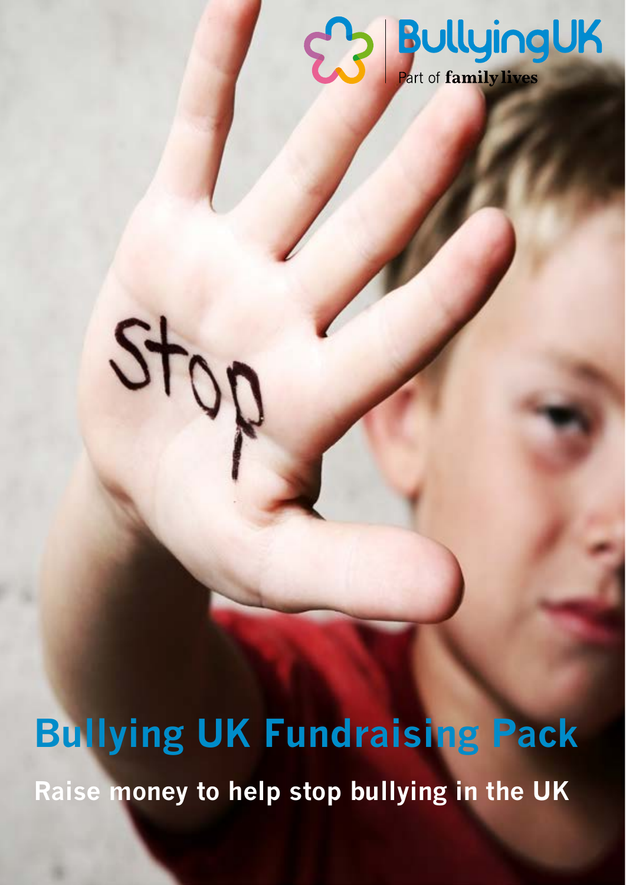BullyingUK

Part of family lives

# Bullying UK Fundraising Pack

## Raise money to help stop bullying in the UK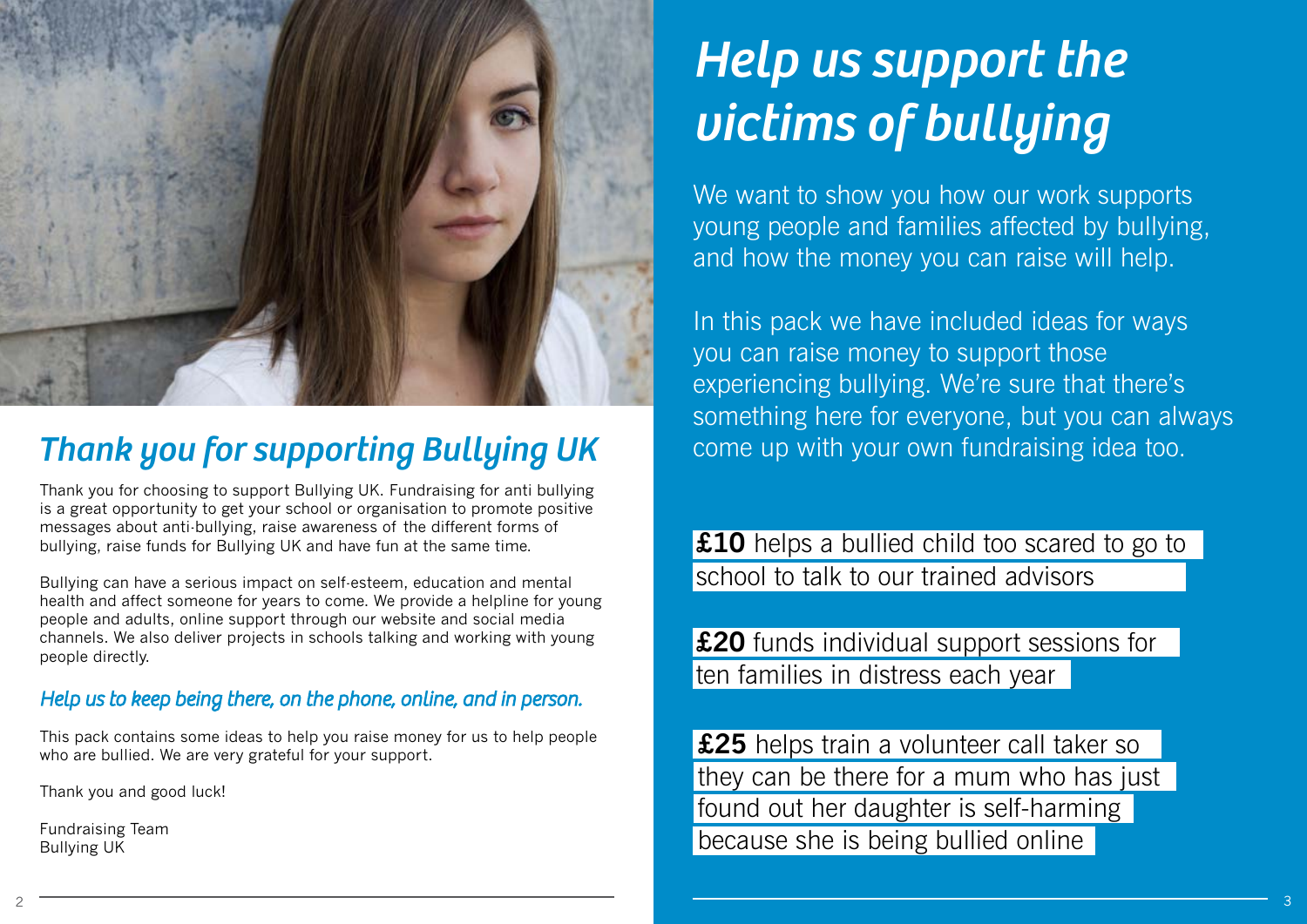## *Thank you for supporting Bullying UK*

Thank you for choosing to support Bullying UK. Fundraising for anti bullying is a great opportunity to get your school or organisation to promote positive messages about anti-bullying, raise awareness of the different forms of bullying, raise funds for Bullying UK and have fun at the same time.

Bullying can have a serious impact on self-esteem, education and mental health and affect someone for years to come. We provide a helpline for young people and adults, online support through our website and social media channels. We also deliver projects in schools talking and working with young people directly.

### *Help us to keep being there, on the phone, online, and in person.*

This pack contains some ideas to help you raise money for us to help people who are bullied. We are very grateful for your support.

Thank you and good luck!

Fundraising Team
Bullying UK

# *Help us support the victims of bullying*

We want to show you how our work supports young people and families affected by bullying, and how the money you can raise will help.

In this pack we have included ideas for ways you can raise money to support those experiencing bullying. We're sure that there's something here for everyone, but you can always come up with your own fundraising idea too.

**£10** helps a bullied child too scared to go to school to talk to our trained advisors

**£20** funds individual support sessions for ten families in distress each year

**£25** helps train a volunteer call taker so they can be there for a mum who has just found out her daughter is self-harming because she is being bullied online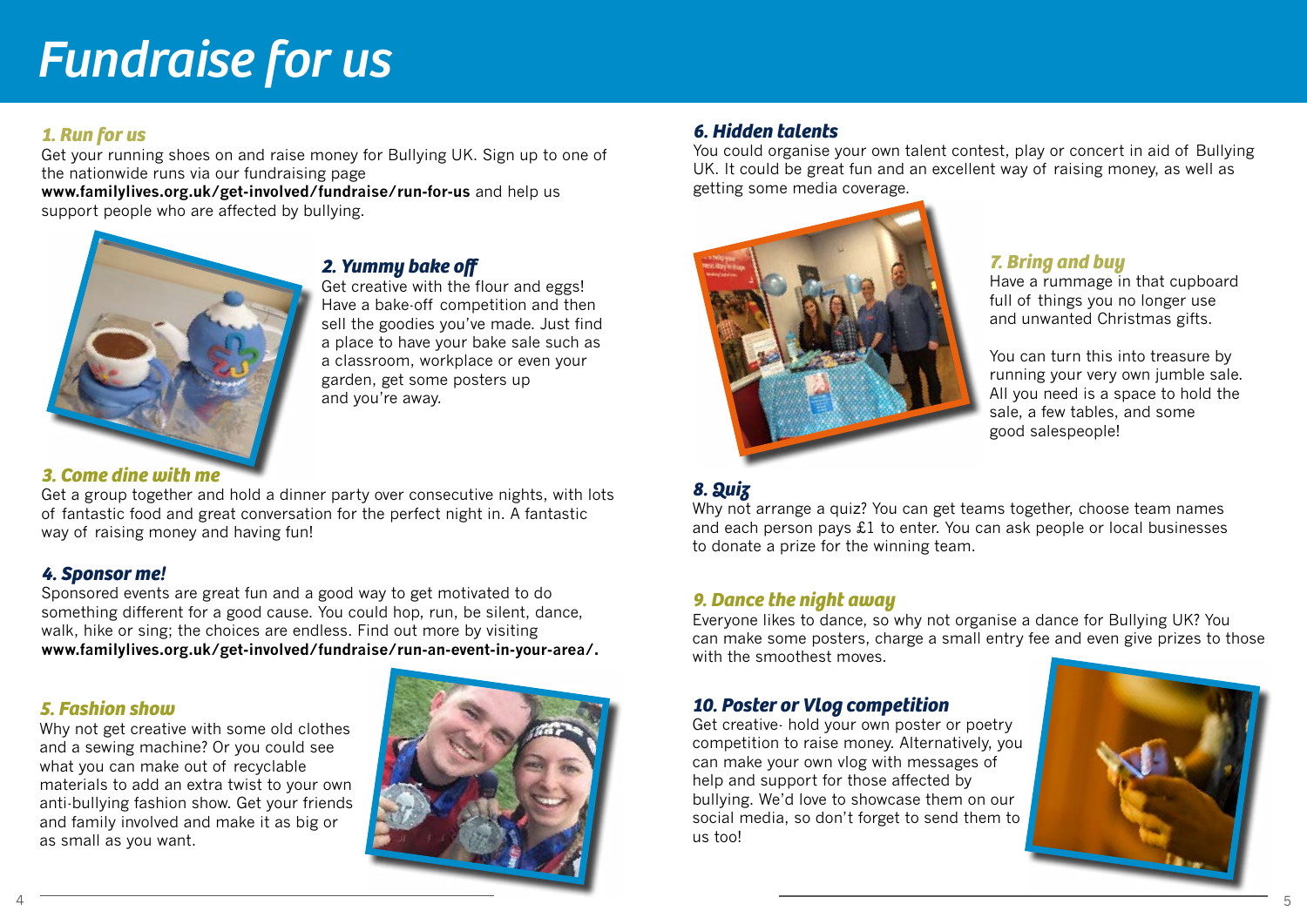# Fundraise for us

### 1. Run for us

Get your running shoes on and raise money for Bullying UK. Sign up to one of the nationwide runs via our fundraising page **www.familylives.org.uk/get-involved/fundraise/run-for-us** and help us support people who are affected by bullying.

### 2. Yummy bake off

Get creative with the flour and eggs! Have a bake-off competition and then sell the goodies you've made. Just find a place to have your bake sale such as a classroom, workplace or even your garden, get some posters up and you're away.

### 3. Come dine with me

Get a group together and hold a dinner party over consecutive nights, with lots of fantastic food and great conversation for the perfect night in. A fantastic way of raising money and having fun!

### 4. Sponsor me!

Sponsored events are great fun and a good way to get motivated to do something different for a good cause. You could hop, run, be silent, dance, walk, hike or sing; the choices are endless. Find out more by visiting **www.familylives.org.uk/get-involved/fundraise/run-an-event-in-your-area/.**

### 5. Fashion show

Why not get creative with some old clothes and a sewing machine? Or you could see what you can make out of recyclable materials to add an extra twist to your own anti-bullying fashion show. Get your friends and family involved and make it as big or as small as you want.

### 6. Hidden talents

You could organise your own talent contest, play or concert in aid of Bullying UK. It could be great fun and an excellent way of raising money, as well as getting some media coverage.

### 7. Bring and buy

Have a rummage in that cupboard full of things you no longer use and unwanted Christmas gifts.

You can turn this into treasure by running your very own jumble sale. All you need is a space to hold the sale, a few tables, and some good salespeople!

### 8. Quiz

Why not arrange a quiz? You can get teams together, choose team names and each person pays £1 to enter. You can ask people or local businesses to donate a prize for the winning team.

### 9. Dance the night away

Everyone likes to dance, so why not organise a dance for Bullying UK? You can make some posters, charge a small entry fee and even give prizes to those with the smoothest moves.

### 10. Poster or Vlog competition

Get creative- hold your own poster or poetry competition to raise money. Alternatively, you can make your own vlog with messages of help and support for those affected by bullying. We'd love to showcase them on our social media, so don't forget to send them to us too!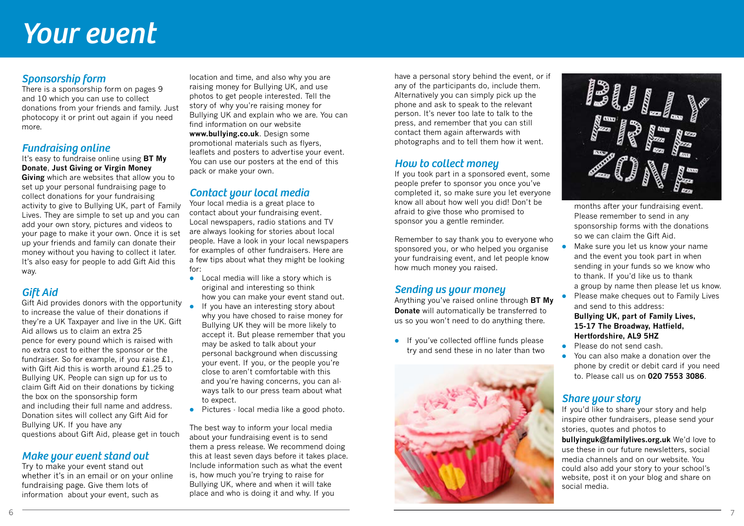# Your event

## Sponsorship form

There is a sponsorship form on pages 9 and 10 which you can use to collect donations from your friends and family. Just photocopy it or print out again if you need more.

## Fundraising online

It's easy to fundraise online using **BT My Donate**, **Just Giving or Virgin Money Giving** which are websites that allow you to set up your personal fundraising page to collect donations for your fundraising activity to give to Bullying UK, part of Family Lives. They are simple to set up and you can add your own story, pictures and videos to your page to make it your own. Once it is set up your friends and family can donate their money without you having to collect it later. It's also easy for people to add Gift Aid this way.

## Gift Aid

Gift Aid provides donors with the opportunity to increase the value of their donations if they're a UK Taxpayer and live in the UK. Gift Aid allows us to claim an extra 25 pence for every pound which is raised with no extra cost to either the sponsor or the fundraiser. So for example, if you raise £1, with Gift Aid this is worth around £1.25 to Bullying UK. People can sign up for us to claim Gift Aid on their donations by ticking the box on the sponsorship form and including their full name and address. Donation sites will collect any Gift Aid for Bullying UK. If you have any questions about Gift Aid, please get in touch

## Make your event stand out

Try to make your event stand out whether it's in an email or on your online fundraising page. Give them lots of information about your event, such as location and time, and also why you are raising money for Bullying UK, and use photos to get people interested. Tell the story of why you're raising money for Bullying UK and explain who we are. You can find information on our website **www.bullying.co.uk**. Design some promotional materials such as flyers, leaflets and posters to advertise your event. You can use our posters at the end of this pack or make your own.

## Contact your local media

Your local media is a great place to contact about your fundraising event. Local newspapers, radio stations and TV are always looking for stories about local people. Have a look in your local newspapers for examples of other fundraisers. Here are a few tips about what they might be looking for:

- Local media will like a story which is original and interesting so think how you can make your event stand out.
- If you have an interesting story about why you have chosed to raise money for Bullying UK they will be more likely to accept it. But please remember that you may be asked to talk about your personal background when discussing your event. If you, or the people you're close to aren't comfortable with this and you're having concerns, you can always talk to our press team about what to expect.
- Pictures - local media like a good photo.

The best way to inform your local media about your fundraising event is to send them a press release. We recommend doing this at least seven days before it takes place. Include information such as what the event is, how much you're trying to raise for Bullying UK, where and when it will take place and who is doing it and why. If you have a personal story behind the event, or if any of the participants do, include them. Alternatively you can simply pick up the phone and ask to speak to the relevant person. It's never too late to talk to the press, and remember that you can still contact them again afterwards with photographs and to tell them how it went.

## How to collect money

If you took part in a sponsored event, some people prefer to sponsor you once you've completed it, so make sure you let everyone know all about how well you did! Don't be afraid to give those who promised to sponsor you a gentle reminder.

Remember to say thank you to everyone who sponsored you, or who helped you organise your fundraising event, and let people know how much money you raised.

## Sending us your money

Anything you've raised online through **BT My Donate** will automatically be transferred to us so you won't need to do anything there.

- If you've collected offline funds please try and send these in no later than two months after your fundraising event. Please remember to send in any sponsorship forms with the donations so we can claim the Gift Aid.
- Make sure you let us know your name and the event you took part in when sending in your funds so we know who to thank. If you'd like us to thank a group by name then please let us know.
- Please make cheques out to Family Lives and send to this address:
  **Bullying UK, part of Family Lives, 15-17 The Broadway, Hatfield, Hertfordshire, AL9 5HZ**
- Please do not send cash.
- You can also make a donation over the phone by credit or debit card if you need to. Please call us on **020 7553 3086**.

## Share your story

If you'd like to share your story and help inspire other fundraisers, please send your stories, quotes and photos to **bullyinguk@familylives.org.uk** We'd love to use these in our future newsletters, social media channels and on our website. You could also add your story to your school's website, post it on your blog and share on social media.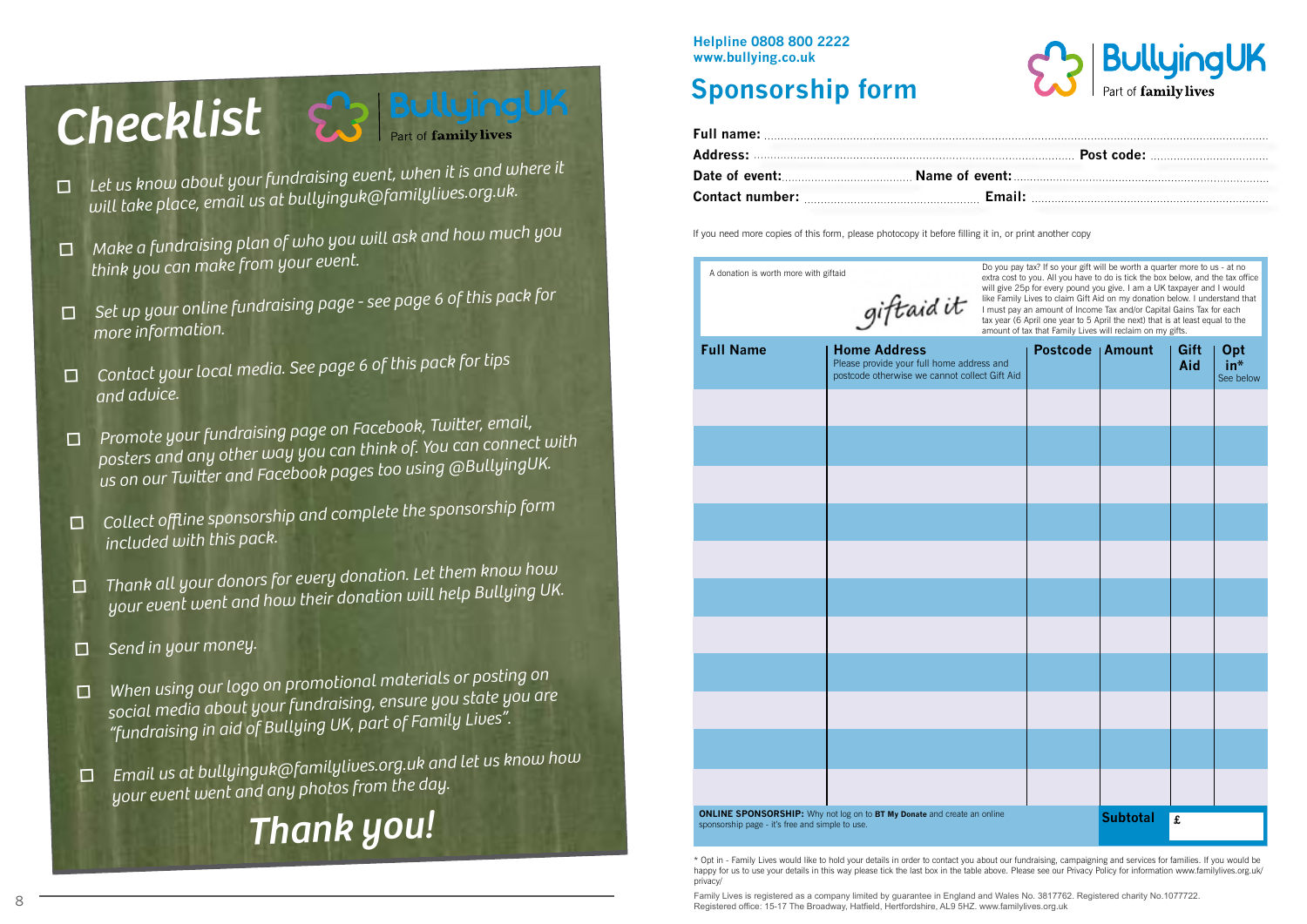# Checklist

BullyingUK Part of family lives

- ☐ Let us know about your fundraising event, when it is and where it will take place, email us at bullyinguk@familylives.org.uk.
- ☐ Make a fundraising plan of who you will ask and how much you think you can make from your event.
- ☐ Set up your online fundraising page - see page 6 of this pack for more information.
- ☐ Contact your local media. See page 6 of this pack for tips and advice.
- ☐ Promote your fundraising page on Facebook, Twitter, email, posters and any other way you can think of. You can connect with us on our Twitter and Facebook pages too using @BullyingUK.
- ☐ Collect offline sponsorship and complete the sponsorship form included with this pack.
- ☐ Thank all your donors for every donation. Let them know how your event went and how their donation will help Bullying UK.
- ☐ Send in your money.
- ☐ When using our logo on promotional materials or posting on social media about your fundraising, ensure you state you are "fundraising in aid of Bullying UK, part of Family Lives".
- ☐ Email us at bullyinguk@familylives.org.uk and let us know how your event went and any photos from the day.

## Thank you!

**Helpline 0808 800 2222**
**www.bullying.co.uk**

BullyingUK Part of family lives

# Sponsorship form

**Full name:** ........................................

**Address:** ........................................ **Post code:** ........................

**Date of event:** .................... **Name of event:** ........................................

**Contact number:** .................... **Email:** ........................................

If you need more copies of this form, please photocopy it before filling it in, or print another copy

A donation is worth more with giftaid

giftaid it

Do you pay tax? If so your gift will be worth a quarter more to us - at no extra cost to you. All you have to do is tick the box below, and the tax office will give 25p for every pound you give. I am a UK taxpayer and I would like Family Lives to claim Gift Aid on my donation below. I understand that I must pay an amount of Income Tax and/or Capital Gains Tax for each tax year (6 April one year to 5 April the next) that is at least equal to the amount of tax that Family Lives will reclaim on my gifts.

| Full Name | Home Address<br>Please provide your full home address and postcode otherwise we cannot collect Gift Aid | Postcode | Amount | Gift Aid | Opt in*<br>See below |
|---|---|---|---|---|---|
| | | | | | |
| | | | | | |
| | | | | | |
| | | | | | |
| | | | | | |
| | | | | | |
| | | | | | |
| | | | | | |
| | | | | | |
| | | | | | |
| | | | | | |
| | | | Subtotal | £ | |

**ONLINE SPONSORSHIP:** Why not log on to **BT My Donate** and create an online sponsorship page - it's free and simple to use.

\* Opt in - Family Lives would like to hold your details in order to contact you about our fundraising, campaigning and services for families. If you would be happy for us to use your details in this way please tick the last box in the table above. Please see our Privacy Policy for information www.familylives.org.uk/privacy/

Family Lives is registered as a company limited by guarantee in England and Wales No. 3817762. Registered charity No.1077722.
Registered office: 15-17 The Broadway, Hatfield, Hertfordshire, AL9 5HZ. www.familylives.org.uk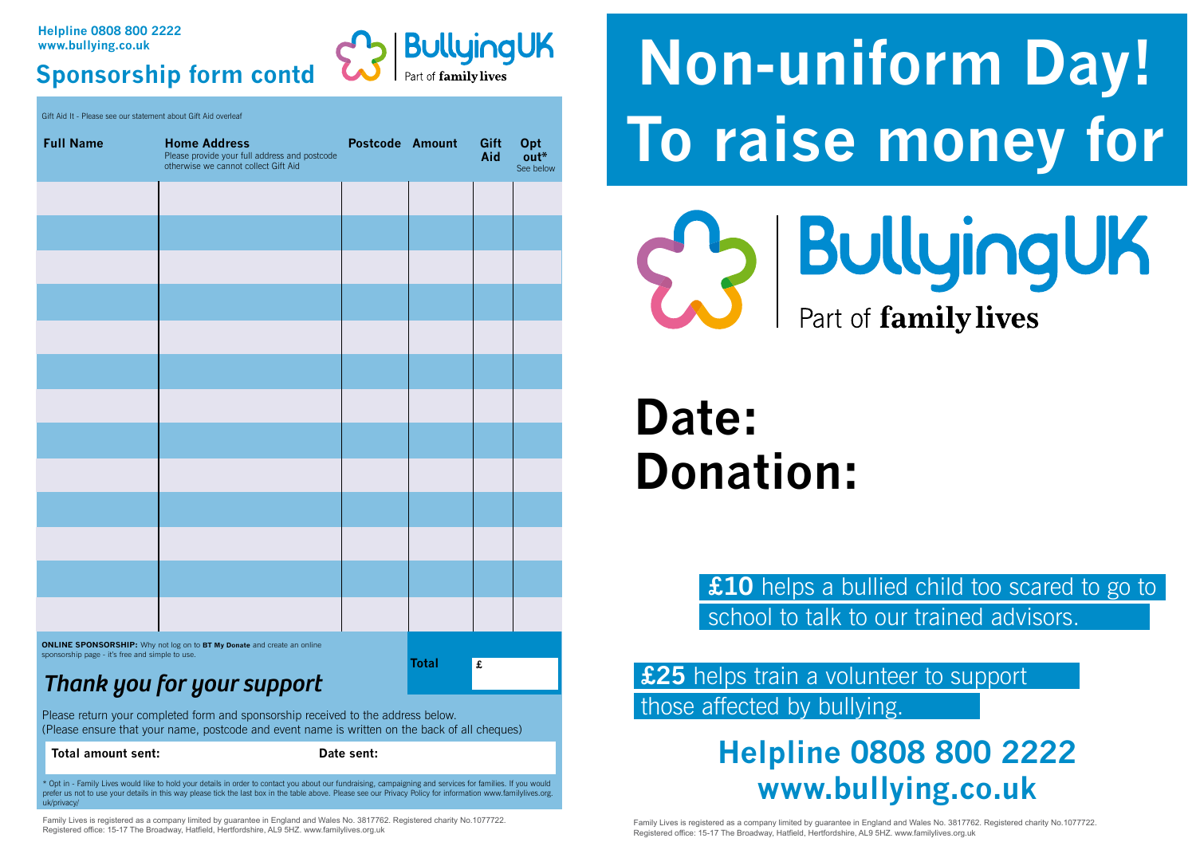Helpline 0808 800 2222
www.bullying.co.uk

## Sponsorship form contd

BullyingUK
Part of family lives

Gift Aid It - Please see our statement about Gift Aid overleaf

| Full Name | Home Address<br>Please provide your full address and postcode otherwise we cannot collect Gift Aid | Postcode | Amount | Gift Aid | Opt out*<br>See below |
|---|---|---|---|---|---|
| | | | | | |
| | | | | | |
| | | | | | |
| | | | | | |
| | | | | | |
| | | | | | |
| | | | | | |
| | | | | | |
| | | | | | |
| | | | | | |
| | | | | | |
| | | | | | |
| | | | | | |

**ONLINE SPONSORSHIP:** Why not log on to **BT My Donate** and create an online sponsorship page - it's free and simple to use.

**Total** £

***Thank you for your support***

Please return your completed form and sponsorship received to the address below.
(Please ensure that your name, postcode and event name is written on the back of all cheques)

**Total amount sent:** **Date sent:**

* Opt in - Family Lives would like to hold your details in order to contact you about our fundraising, campaigning and services for families. If you would prefer us not to use your details in this way please tick the last box in the table above. Please see our Privacy Policy for information www.familylives.org.uk/privacy/

Family Lives is registered as a company limited by guarantee in England and Wales No. 3817762. Registered charity No.1077722.
Registered office: 15-17 The Broadway, Hatfield, Hertfordshire, AL9 5HZ. www.familylives.org.uk

# Non-uniform Day! To raise money for

BullyingUK
Part of family lives

# Date:
# Donation:

**£10** helps a bullied child too scared to go to school to talk to our trained advisors.

**£25** helps train a volunteer to support those affected by bullying.

## Helpline 0808 800 2222
## www.bullying.co.uk

Family Lives is registered as a company limited by guarantee in England and Wales No. 3817762. Registered charity No.1077722.
Registered office: 15-17 The Broadway, Hatfield, Hertfordshire, AL9 5HZ. www.familylives.org.uk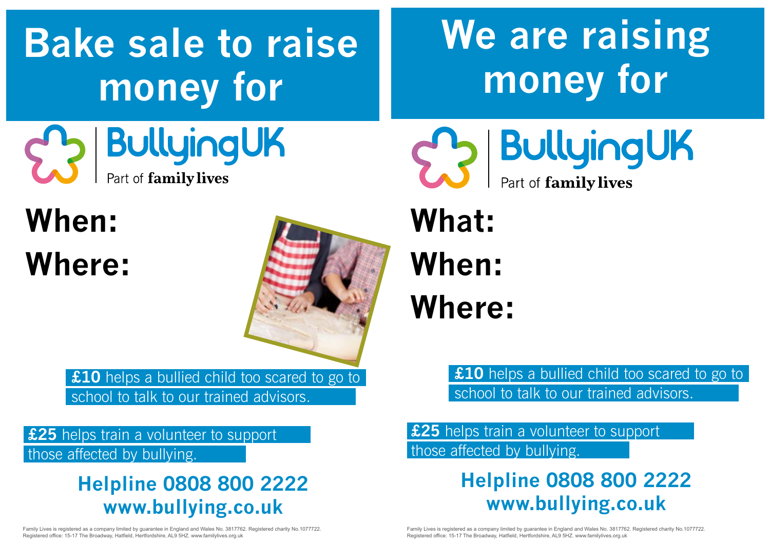# Bake sale to raise money for

BullyingUK

Part of **family lives**

## When:

## Where:

**£10** helps a bullied child too scared to go to school to talk to our trained advisors.

**£25** helps train a volunteer to support those affected by bullying.

**Helpline 0808 800 2222**
**www.bullying.co.uk**

Family Lives is registered as a company limited by guarantee in England and Wales No. 3817762. Registered charity No.1077722. Registered office: 15-17 The Broadway, Hatfield, Hertfordshire, AL9 5HZ. www.familylives.org.uk

# We are raising money for

BullyingUK

Part of **family lives**

## What:

## When:

## Where:

**£10** helps a bullied child too scared to go to school to talk to our trained advisors.

**£25** helps train a volunteer to support those affected by bullying.

**Helpline 0808 800 2222**
**www.bullying.co.uk**

Family Lives is registered as a company limited by guarantee in England and Wales No. 3817762. Registered charity No.1077722. Registered office: 15-17 The Broadway, Hatfield, Hertfordshire, AL9 5HZ. www.familylives.org.uk